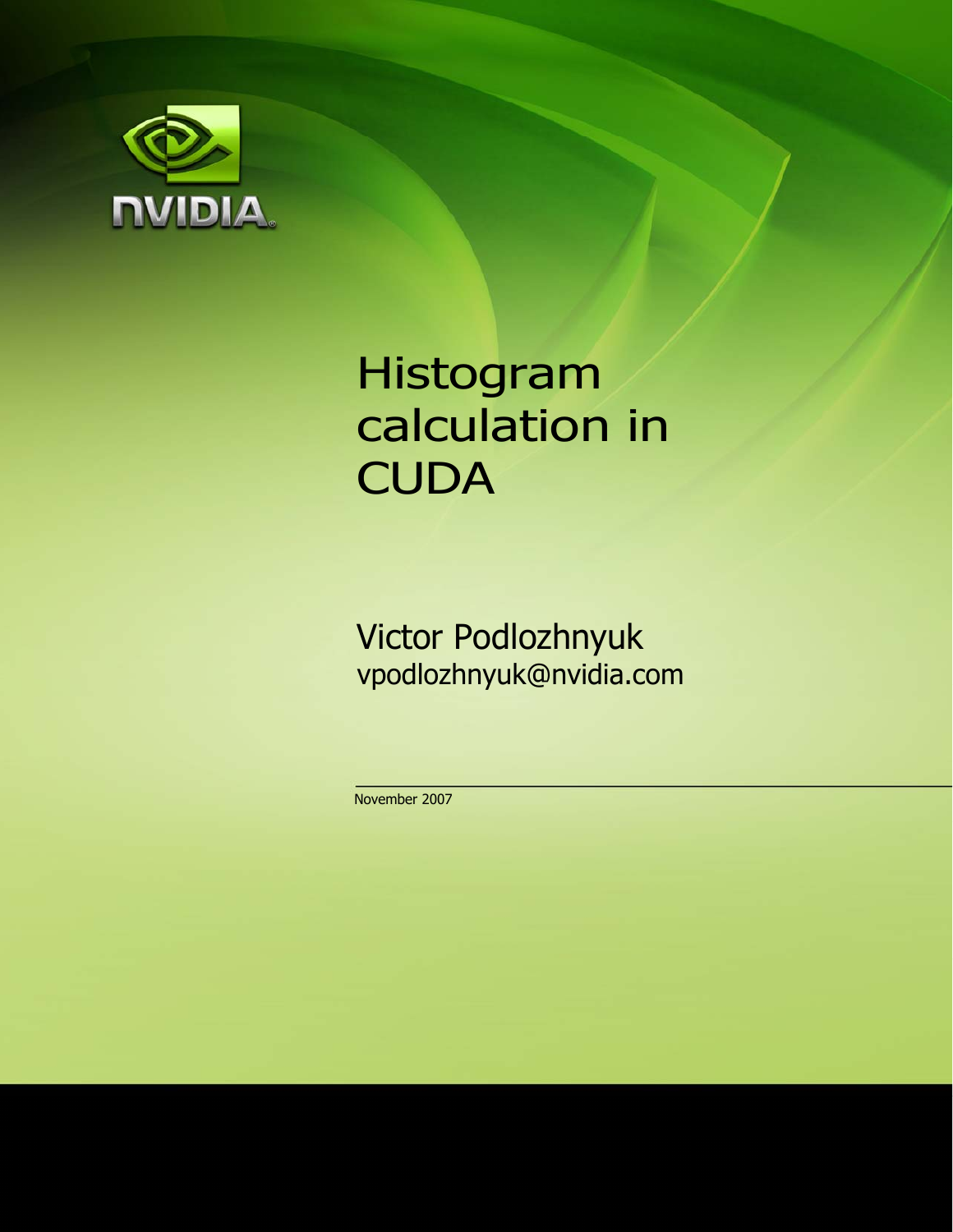# Histogram calculation in CUDA

Victor Podlozhnyuk
vpodlozhnyuk@nvidia.com

November 2007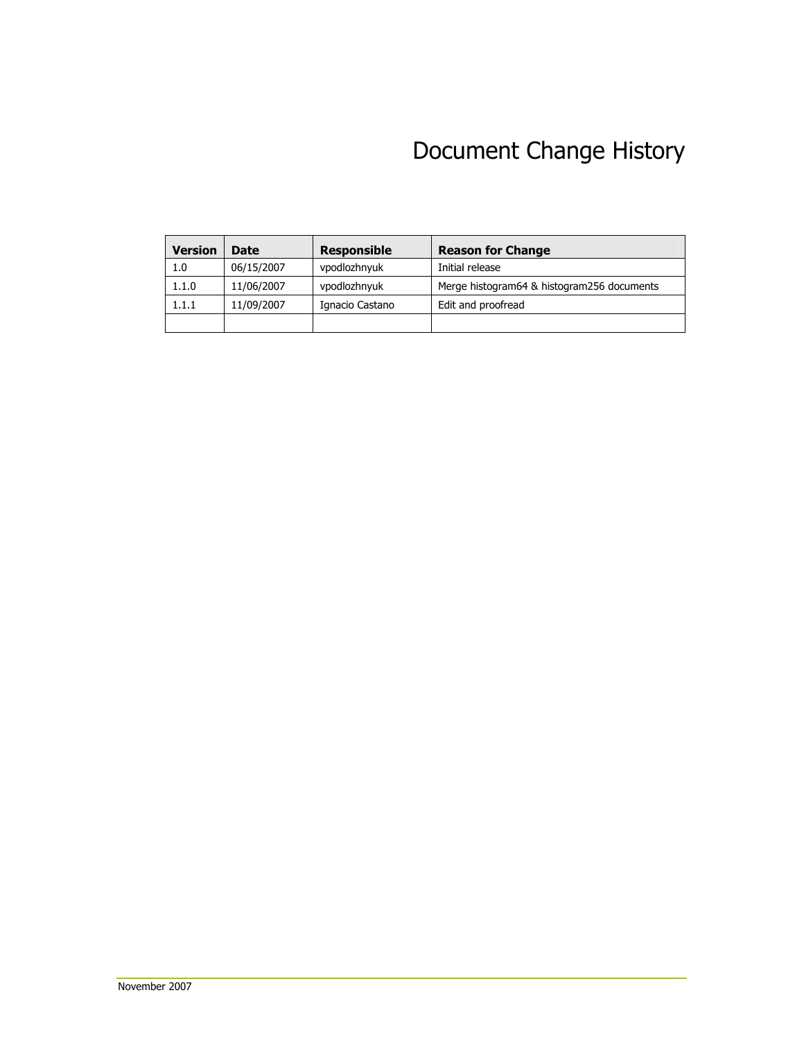# Document Change History

| Version | Date | Responsible | Reason for Change |
|---|---|---|---|
| 1.0 | 06/15/2007 | vpodlozhnyuk | Initial release |
| 1.1.0 | 11/06/2007 | vpodlozhnyuk | Merge histogram64 & histogram256 documents |
| 1.1.1 | 11/09/2007 | Ignacio Castano | Edit and proofread |
| | | | |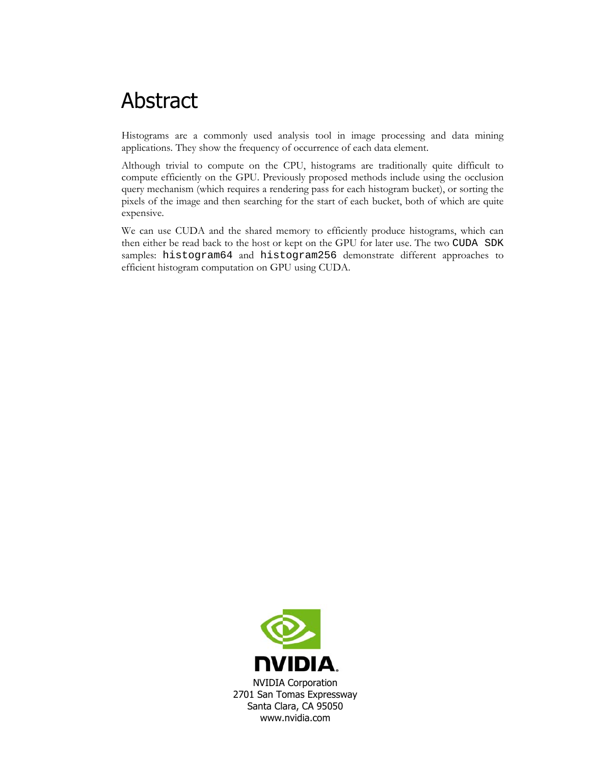# Abstract

Histograms are a commonly used analysis tool in image processing and data mining applications. They show the frequency of occurrence of each data element.

Although trivial to compute on the CPU, histograms are traditionally quite difficult to compute efficiently on the GPU. Previously proposed methods include using the occlusion query mechanism (which requires a rendering pass for each histogram bucket), or sorting the pixels of the image and then searching for the start of each bucket, both of which are quite expensive.

We can use CUDA and the shared memory to efficiently produce histograms, which can then either be read back to the host or kept on the GPU for later use. The two `CUDA SDK` samples: `histogram64` and `histogram256` demonstrate different approaches to efficient histogram computation on GPU using CUDA.

NVIDIA Corporation
2701 San Tomas Expressway
Santa Clara, CA 95050
www.nvidia.com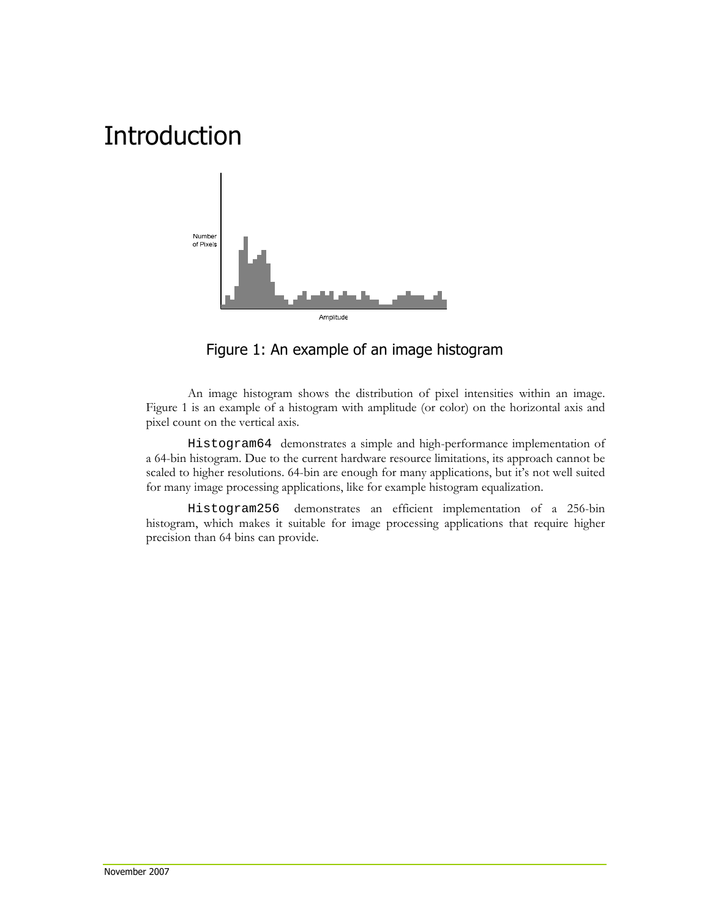# Introduction

Figure 1: An example of an image histogram

An image histogram shows the distribution of pixel intensities within an image. Figure 1 is an example of a histogram with amplitude (or color) on the horizontal axis and pixel count on the vertical axis.

`Histogram64` demonstrates a simple and high-performance implementation of a 64-bin histogram. Due to the current hardware resource limitations, its approach cannot be scaled to higher resolutions. 64-bin are enough for many applications, but it's not well suited for many image processing applications, like for example histogram equalization.

`Histogram256` demonstrates an efficient implementation of a 256-bin histogram, which makes it suitable for image processing applications that require higher precision than 64 bins can provide.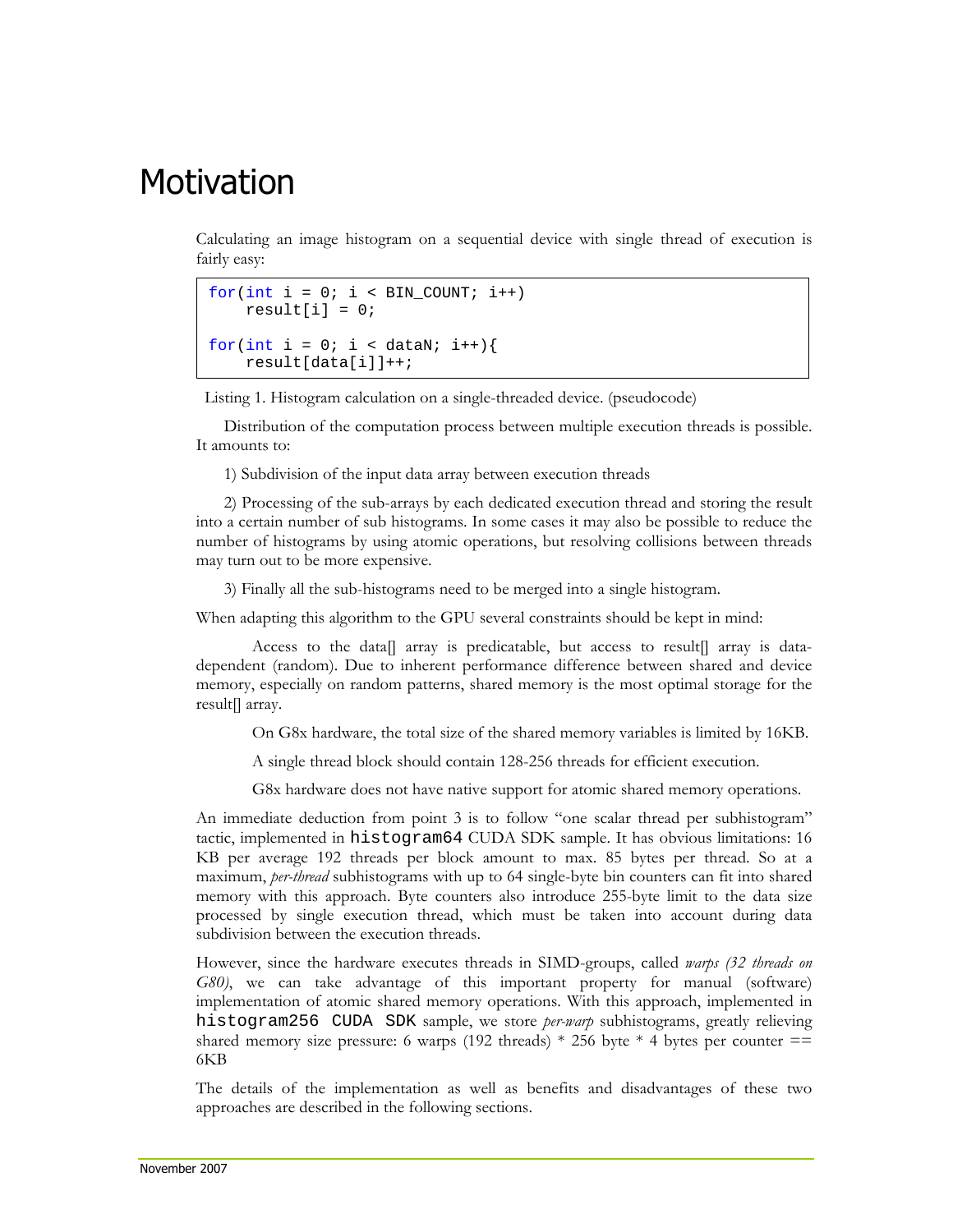# Motivation

Calculating an image histogram on a sequential device with single thread of execution is fairly easy:

```
for(int i = 0; i < BIN_COUNT; i++)
    result[i] = 0;

for(int i = 0; i < dataN; i++){
    result[data[i]]++;
```

Listing 1. Histogram calculation on a single-threaded device. (pseudocode)

Distribution of the computation process between multiple execution threads is possible. It amounts to:

1) Subdivision of the input data array between execution threads

2) Processing of the sub-arrays by each dedicated execution thread and storing the result into a certain number of sub histograms. In some cases it may also be possible to reduce the number of histograms by using atomic operations, but resolving collisions between threads may turn out to be more expensive.

3) Finally all the sub-histograms need to be merged into a single histogram.

When adapting this algorithm to the GPU several constraints should be kept in mind:

Access to the data[] array is predicatable, but access to result[] array is data-dependent (random). Due to inherent performance difference between shared and device memory, especially on random patterns, shared memory is the most optimal storage for the result[] array.

On G8x hardware, the total size of the shared memory variables is limited by 16KB.

A single thread block should contain 128-256 threads for efficient execution.

G8x hardware does not have native support for atomic shared memory operations.

An immediate deduction from point 3 is to follow "one scalar thread per subhistogram" tactic, implemented in `histogram64` CUDA SDK sample. It has obvious limitations: 16 KB per average 192 threads per block amount to max. 85 bytes per thread. So at a maximum, *per-thread* subhistograms with up to 64 single-byte bin counters can fit into shared memory with this approach. Byte counters also introduce 255-byte limit to the data size processed by single execution thread, which must be taken into account during data subdivision between the execution threads.

However, since the hardware executes threads in SIMD-groups, called *warps (32 threads on G80)*, we can take advantage of this important property for manual (software) implementation of atomic shared memory operations. With this approach, implemented in `histogram256 CUDA SDK` sample, we store *per-warp* subhistograms, greatly relieving shared memory size pressure: 6 warps (192 threads) * 256 byte * 4 bytes per counter == 6KB

The details of the implementation as well as benefits and disadvantages of these two approaches are described in the following sections.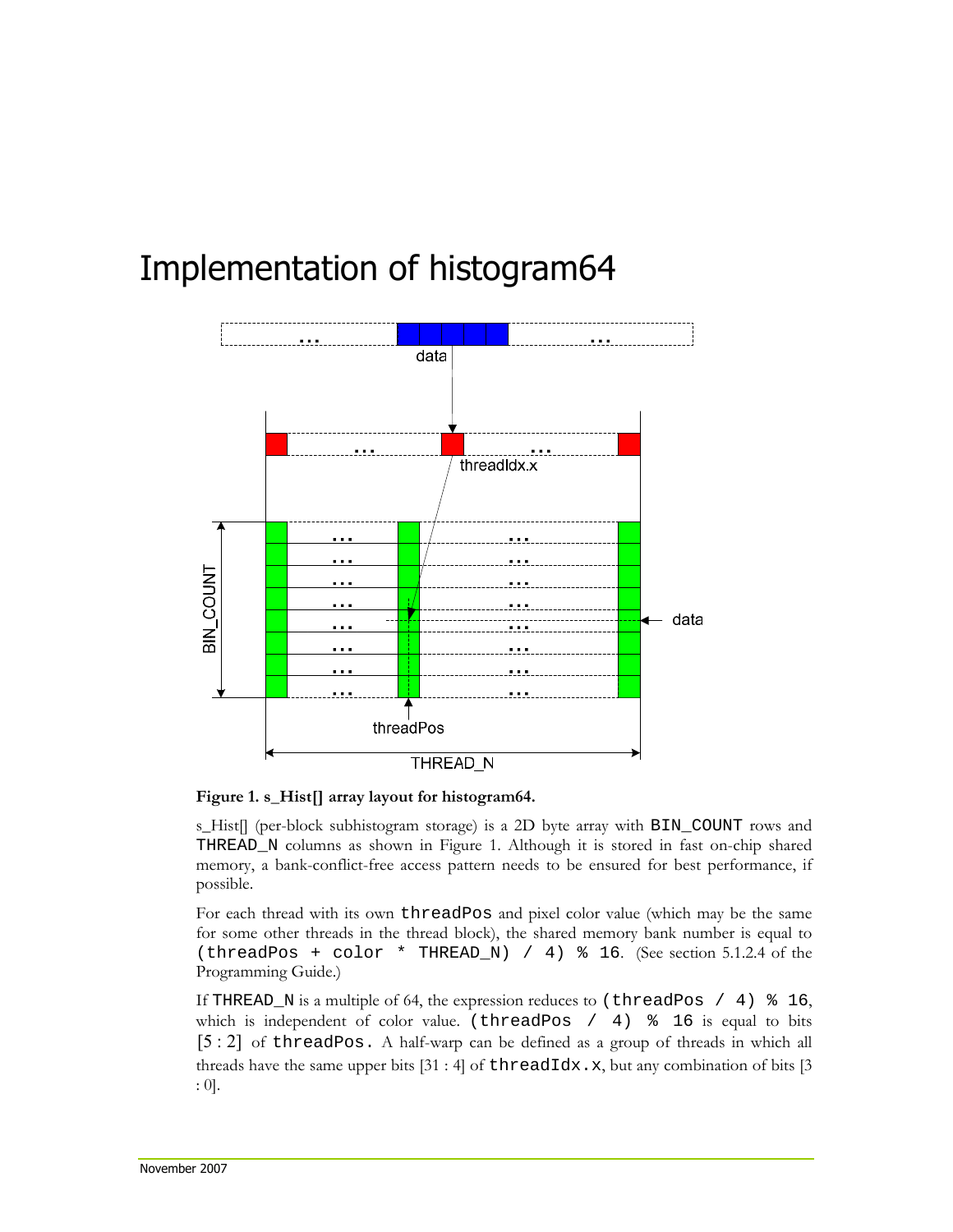# Implementation of histogram64

**Figure 1. s_Hist[] array layout for histogram64.**

s_Hist[] (per-block subhistogram storage) is a 2D byte array with `BIN_COUNT` rows and `THREAD_N` columns as shown in Figure 1. Although it is stored in fast on-chip shared memory, a bank-conflict-free access pattern needs to be ensured for best performance, if possible.

For each thread with its own `threadPos` and pixel color value (which may be the same for some other threads in the thread block), the shared memory bank number is equal to `(threadPos + color * THREAD_N) / 4) % 16`. (See section 5.1.2.4 of the Programming Guide.)

If `THREAD_N` is a multiple of 64, the expression reduces to `(threadPos / 4) % 16`, which is independent of color value. `(threadPos / 4) % 16` is equal to bits [5 : 2] of `threadPos`. A half-warp can be defined as a group of threads in which all threads have the same upper bits [31 : 4] of `threadIdx.x`, but any combination of bits [3 : 0].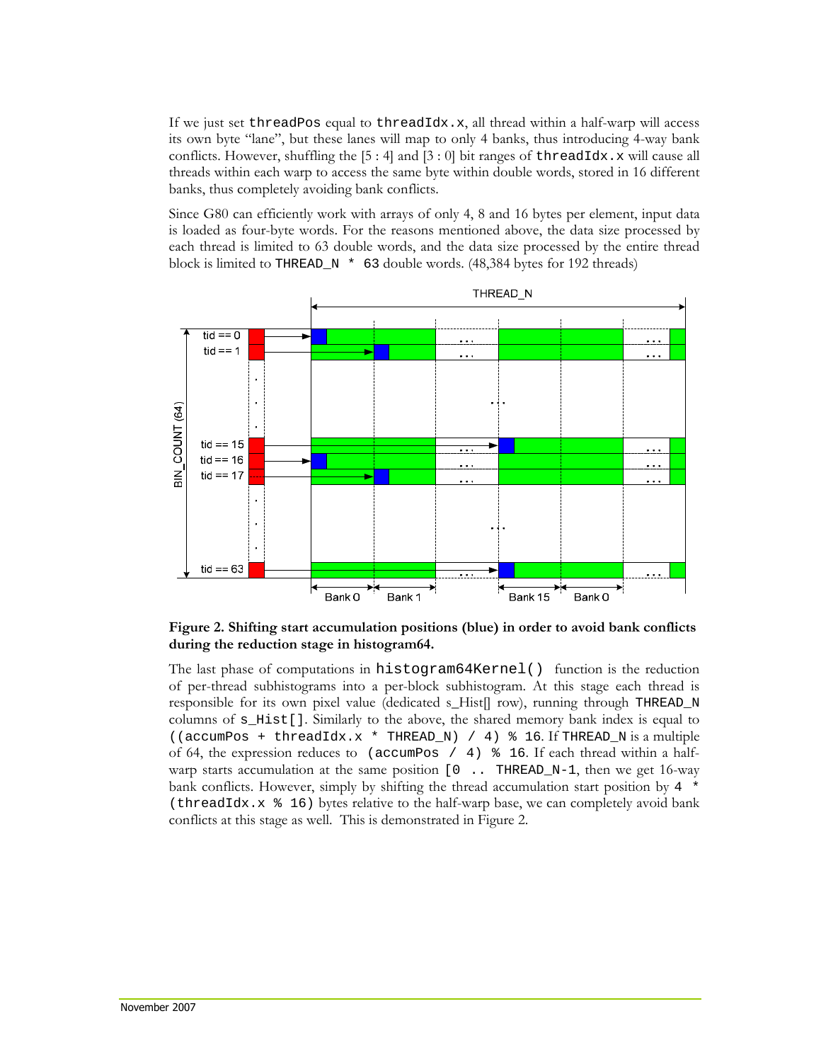If we just set `threadPos` equal to `threadIdx.x`, all thread within a half-warp will access its own byte "lane", but these lanes will map to only 4 banks, thus introducing 4-way bank conflicts. However, shuffling the [5 : 4] and [3 : 0] bit ranges of `threadIdx.x` will cause all threads within each warp to access the same byte within double words, stored in 16 different banks, thus completely avoiding bank conflicts.

Since G80 can efficiently work with arrays of only 4, 8 and 16 bytes per element, input data is loaded as four-byte words. For the reasons mentioned above, the data size processed by each thread is limited to 63 double words, and the data size processed by the entire thread block is limited to `THREAD_N * 63` double words. (48,384 bytes for 192 threads)

**Figure 2. Shifting start accumulation positions (blue) in order to avoid bank conflicts during the reduction stage in histogram64.**

The last phase of computations in `histogram64Kernel()` function is the reduction of per-thread subhistograms into a per-block subhistogram. At this stage each thread is responsible for its own pixel value (dedicated s_Hist[] row), running through `THREAD_N` columns of `s_Hist[]`. Similarly to the above, the shared memory bank index is equal to `((accumPos + threadIdx.x * THREAD_N) / 4) % 16`. If `THREAD_N` is a multiple of 64, the expression reduces to `(accumPos / 4) % 16`. If each thread within a half-warp starts accumulation at the same position `[0 .. THREAD_N-1`, then we get 16-way bank conflicts. However, simply by shifting the thread accumulation start position by `4 * (threadIdx.x % 16)` bytes relative to the half-warp base, we can completely avoid bank conflicts at this stage as well. This is demonstrated in Figure 2.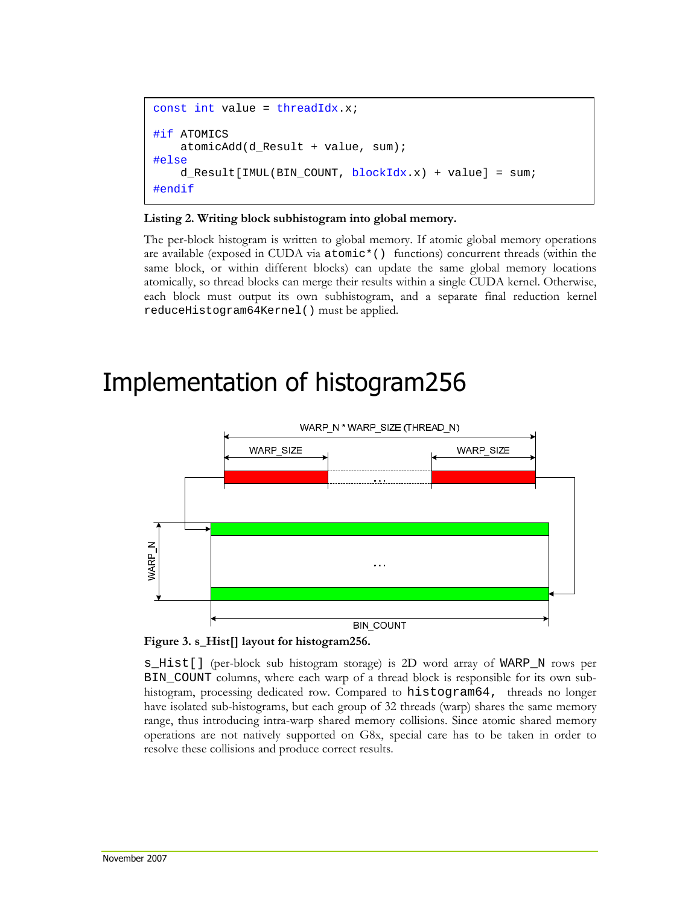```
const int value = threadIdx.x;

#if ATOMICS
    atomicAdd(d_Result + value, sum);
#else
    d_Result[IMUL(BIN_COUNT, blockIdx.x) + value] = sum;
#endif
```

**Listing 2. Writing block subhistogram into global memory.**

The per-block histogram is written to global memory. If atomic global memory operations are available (exposed in CUDA via `atomic*()` functions) concurrent threads (within the same block, or within different blocks) can update the same global memory locations atomically, so thread blocks can merge their results within a single CUDA kernel. Otherwise, each block must output its own subhistogram, and a separate final reduction kernel `reduceHistogram64Kernel()` must be applied.

# Implementation of histogram256

**Figure 3. s_Hist[] layout for histogram256.**

`s_Hist[]` (per-block sub histogram storage) is 2D word array of `WARP_N` rows per `BIN_COUNT` columns, where each warp of a thread block is responsible for its own sub-histogram, processing dedicated row. Compared to `histogram64`, threads no longer have isolated sub-histograms, but each group of 32 threads (warp) shares the same memory range, thus introducing intra-warp shared memory collisions. Since atomic shared memory operations are not natively supported on G8x, special care has to be taken in order to resolve these collisions and produce correct results.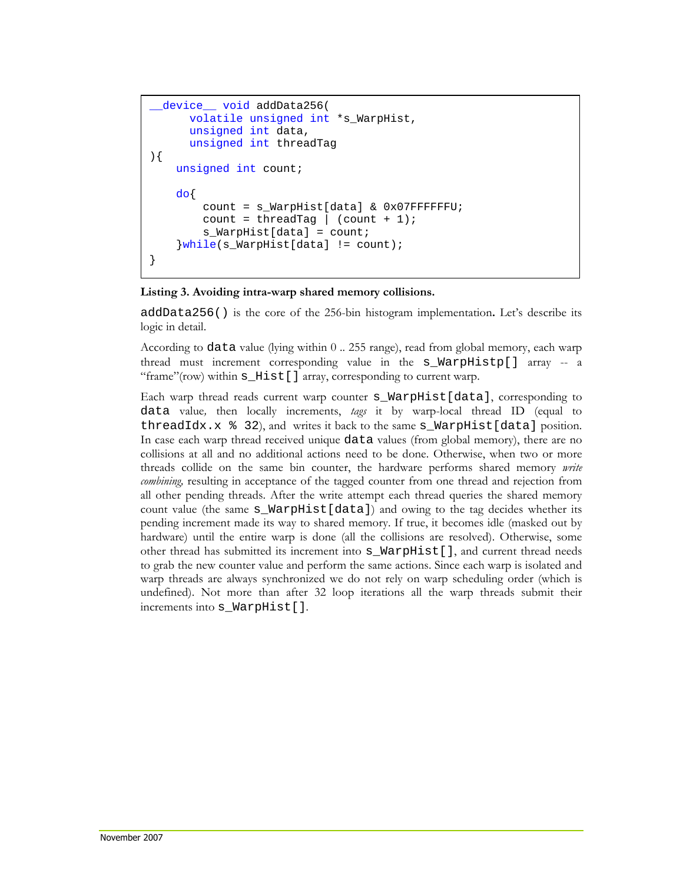```
__device__ void addData256(
      volatile unsigned int *s_WarpHist,
      unsigned int data,
      unsigned int threadTag
){
    unsigned int count;

    do{
        count = s_WarpHist[data] & 0x07FFFFFFU;
        count = threadTag | (count + 1);
        s_WarpHist[data] = count;
    }while(s_WarpHist[data] != count);
}
```

**Listing 3. Avoiding intra-warp shared memory collisions.**

`addData256()` is the core of the 256-bin histogram implementation**.** Let's describe its logic in detail.

According to `data` value (lying within 0 .. 255 range), read from global memory, each warp thread must increment corresponding value in the `s_WarpHistp[]` array -- a "frame"(row) within `s_Hist[]` array, corresponding to current warp.

Each warp thread reads current warp counter `s_WarpHist[data]`, corresponding to `data` value*,* then locally increments, *tags* it by warp-local thread ID (equal to `threadIdx.x % 32`), and writes it back to the same `s_WarpHist[data]` position. In case each warp thread received unique `data` values (from global memory), there are no collisions at all and no additional actions need to be done. Otherwise, when two or more threads collide on the same bin counter, the hardware performs shared memory *write combining,* resulting in acceptance of the tagged counter from one thread and rejection from all other pending threads. After the write attempt each thread queries the shared memory count value (the same `s_WarpHist[data]`) and owing to the tag decides whether its pending increment made its way to shared memory. If true, it becomes idle (masked out by hardware) until the entire warp is done (all the collisions are resolved). Otherwise, some other thread has submitted its increment into `s_WarpHist[]`, and current thread needs to grab the new counter value and perform the same actions. Since each warp is isolated and warp threads are always synchronized we do not rely on warp scheduling order (which is undefined). Not more than after 32 loop iterations all the warp threads submit their increments into `s_WarpHist[]`.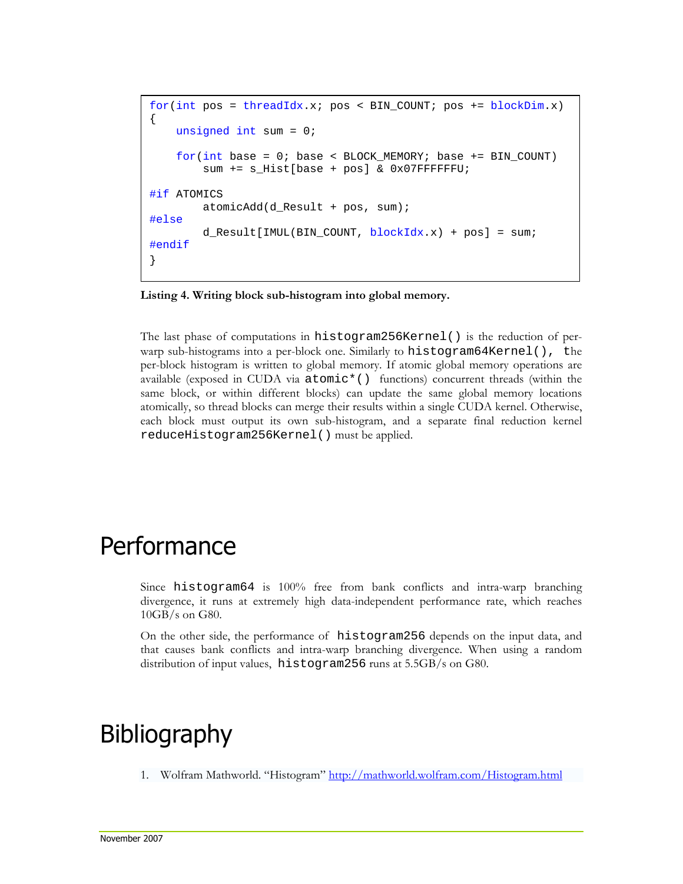```
for(int pos = threadIdx.x; pos < BIN_COUNT; pos += blockDim.x)
{
    unsigned int sum = 0;

    for(int base = 0; base < BLOCK_MEMORY; base += BIN_COUNT)
        sum += s_Hist[base + pos] & 0x07FFFFFFU;

#if ATOMICS
        atomicAdd(d_Result + pos, sum);
#else
        d_Result[IMUL(BIN_COUNT, blockIdx.x) + pos] = sum;
#endif
}
```

**Listing 4. Writing block sub-histogram into global memory.**

The last phase of computations in `histogram256Kernel()` is the reduction of per-warp sub-histograms into a per-block one. Similarly to `histogram64Kernel()`, the per-block histogram is written to global memory. If atomic global memory operations are available (exposed in CUDA via `atomic*()` functions) concurrent threads (within the same block, or within different blocks) can update the same global memory locations atomically, so thread blocks can merge their results within a single CUDA kernel. Otherwise, each block must output its own sub-histogram, and a separate final reduction kernel `reduceHistogram256Kernel()` must be applied.

# Performance

Since `histogram64` is 100% free from bank conflicts and intra-warp branching divergence, it runs at extremely high data-independent performance rate, which reaches 10GB/s on G80.

On the other side, the performance of `histogram256` depends on the input data, and that causes bank conflicts and intra-warp branching divergence. When using a random distribution of input values, `histogram256` runs at 5.5GB/s on G80.

# Bibliography

1. Wolfram Mathworld. "Histogram" [http://mathworld.wolfram.com/Histogram.html](http://mathworld.wolfram.com/Histogram.html)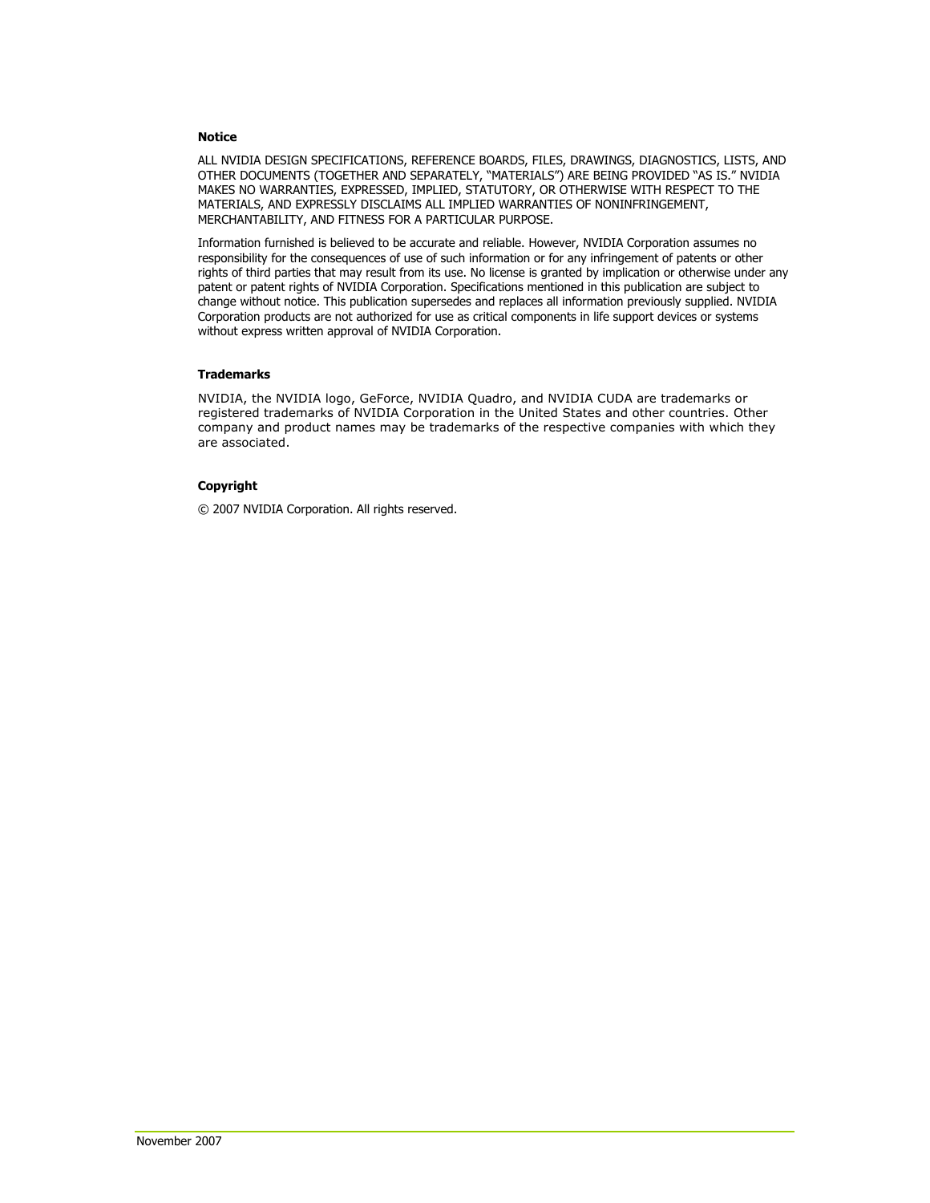**Notice**

ALL NVIDIA DESIGN SPECIFICATIONS, REFERENCE BOARDS, FILES, DRAWINGS, DIAGNOSTICS, LISTS, AND OTHER DOCUMENTS (TOGETHER AND SEPARATELY, "MATERIALS") ARE BEING PROVIDED "AS IS." NVIDIA MAKES NO WARRANTIES, EXPRESSED, IMPLIED, STATUTORY, OR OTHERWISE WITH RESPECT TO THE MATERIALS, AND EXPRESSLY DISCLAIMS ALL IMPLIED WARRANTIES OF NONINFRINGEMENT, MERCHANTABILITY, AND FITNESS FOR A PARTICULAR PURPOSE.

Information furnished is believed to be accurate and reliable. However, NVIDIA Corporation assumes no responsibility for the consequences of use of such information or for any infringement of patents or other rights of third parties that may result from its use. No license is granted by implication or otherwise under any patent or patent rights of NVIDIA Corporation. Specifications mentioned in this publication are subject to change without notice. This publication supersedes and replaces all information previously supplied. NVIDIA Corporation products are not authorized for use as critical components in life support devices or systems without express written approval of NVIDIA Corporation.

**Trademarks**

NVIDIA, the NVIDIA logo, GeForce, NVIDIA Quadro, and NVIDIA CUDA are trademarks or registered trademarks of NVIDIA Corporation in the United States and other countries. Other company and product names may be trademarks of the respective companies with which they are associated.

**Copyright**

© 2007 NVIDIA Corporation. All rights reserved.

November 2007